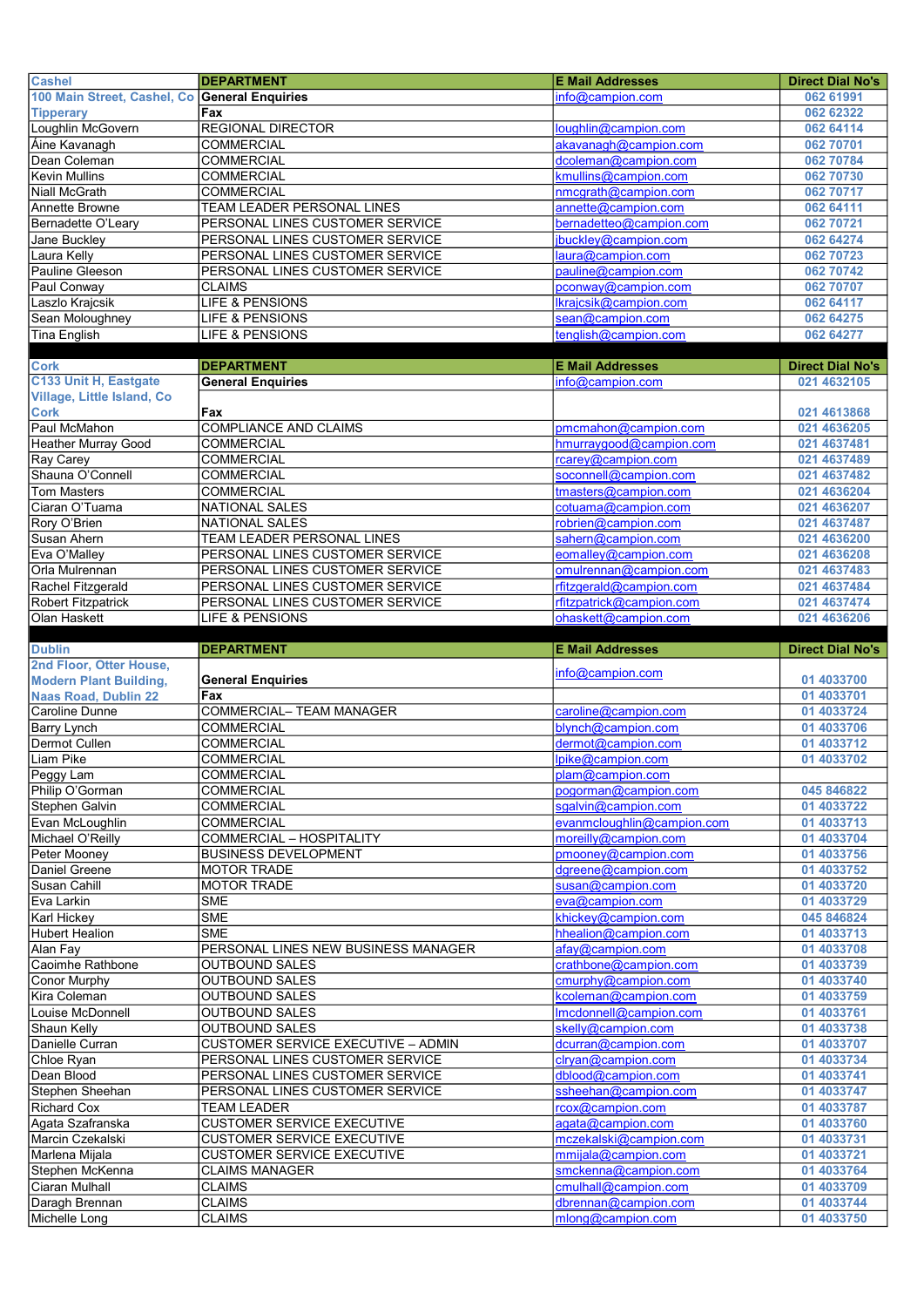| Cashel | DEPARTMENT | E Mail Addresses | Direct Dial No's |
|---|---|---|---|
| 100 Main Street, Cashel, Co | General Enquiries | info@campion.com | 062 61991 |
| Tipperary | Fax | | 062 62322 |
| Loughlin McGovern | REGIONAL DIRECTOR | loughlin@campion.com | 062 64114 |
| Áine Kavanagh | COMMERCIAL | akavanagh@campion.com | 062 70701 |
| Dean Coleman | COMMERCIAL | dcoleman@campion.com | 062 70784 |
| Kevin Mullins | COMMERCIAL | kmullins@campion.com | 062 70730 |
| Niall McGrath | COMMERCIAL | nmcgrath@campion.com | 062 70717 |
| Annette Browne | TEAM LEADER PERSONAL LINES | annette@campion.com | 062 64111 |
| Bernadette O'Leary | PERSONAL LINES CUSTOMER SERVICE | bernadetteo@campion.com | 062 70721 |
| Jane Buckley | PERSONAL LINES CUSTOMER SERVICE | jbuckley@campion.com | 062 64274 |
| Laura Kelly | PERSONAL LINES CUSTOMER SERVICE | laura@campion.com | 062 70723 |
| Pauline Gleeson | PERSONAL LINES CUSTOMER SERVICE | pauline@campion.com | 062 70742 |
| Paul Conway | CLAIMS | pconway@campion.com | 062 70707 |
| Laszlo Krajcsik | LIFE & PENSIONS | lkrajcsik@campion.com | 062 64117 |
| Sean Moloughney | LIFE & PENSIONS | sean@campion.com | 062 64275 |
| Tina English | LIFE & PENSIONS | tenglish@campion.com | 062 64277 |

| Cork | DEPARTMENT | E Mail Addresses | Direct Dial No's |
|---|---|---|---|
| C133 Unit H, Eastgate Village, Little Island, Co | General Enquiries | info@campion.com | 021 4632105 |
| Cork | Fax | | 021 4613868 |
| Paul McMahon | COMPLIANCE AND CLAIMS | pmcmahon@campion.com | 021 4636205 |
| Heather Murray Good | COMMERCIAL | hmurraygood@campion.com | 021 4637481 |
| Ray Carey | COMMERCIAL | rcarey@campion.com | 021 4637489 |
| Shauna O'Connell | COMMERCIAL | soconnell@campion.com | 021 4637482 |
| Tom Masters | COMMERCIAL | tmasters@campion.com | 021 4636204 |
| Ciaran O'Tuama | NATIONAL SALES | cotuama@campion.com | 021 4636207 |
| Rory O'Brien | NATIONAL SALES | robrien@campion.com | 021 4637487 |
| Susan Ahern | TEAM LEADER PERSONAL LINES | sahern@campion.com | 021 4636200 |
| Eva O'Malley | PERSONAL LINES CUSTOMER SERVICE | eomalley@campion.com | 021 4636208 |
| Orla Mulrennan | PERSONAL LINES CUSTOMER SERVICE | omulrennan@campion.com | 021 4637483 |
| Rachel Fitzgerald | PERSONAL LINES CUSTOMER SERVICE | rfitzgerald@campion.com | 021 4637484 |
| Robert Fitzpatrick | PERSONAL LINES CUSTOMER SERVICE | rfitzpatrick@campion.com | 021 4637474 |
| Olan Haskett | LIFE & PENSIONS | ohaskett@campion.com | 021 4636206 |

| Dublin | DEPARTMENT | E Mail Addresses | Direct Dial No's |
|---|---|---|---|
| 2nd Floor, Otter House, Modern Plant Building, | General Enquiries | info@campion.com | 01 4033700 |
| Naas Road, Dublin 22 | Fax | | 01 4033701 |
| Caroline Dunne | COMMERCIAL– TEAM MANAGER | caroline@campion.com | 01 4033724 |
| Barry Lynch | COMMERCIAL | blynch@campion.com | 01 4033706 |
| Dermot Cullen | COMMERCIAL | dermot@campion.com | 01 4033712 |
| Liam Pike | COMMERCIAL | lpike@campion.com | 01 4033702 |
| Peggy Lam | COMMERCIAL | plam@campion.com | |
| Philip O'Gorman | COMMERCIAL | pogorman@campion.com | 045 846822 |
| Stephen Galvin | COMMERCIAL | sgalvin@campion.com | 01 4033722 |
| Evan McLoughlin | COMMERCIAL | evanmcloughlin@campion.com | 01 4033713 |
| Michael O'Reilly | COMMERCIAL – HOSPITALITY | moreilly@campion.com | 01 4033704 |
| Peter Mooney | BUSINESS DEVELOPMENT | pmooney@campion.com | 01 4033756 |
| Daniel Greene | MOTOR TRADE | dgreene@campion.com | 01 4033752 |
| Susan Cahill | MOTOR TRADE | susan@campion.com | 01 4033720 |
| Eva Larkin | SME | eva@campion.com | 01 4033729 |
| Karl Hickey | SME | khickey@campion.com | 045 846824 |
| Hubert Healion | SME | hhealion@campion.com | 01 4033713 |
| Alan Fay | PERSONAL LINES NEW BUSINESS MANAGER | afay@campion.com | 01 4033708 |
| Caoimhe Rathbone | OUTBOUND SALES | crathbone@campion.com | 01 4033739 |
| Conor Murphy | OUTBOUND SALES | cmurphy@campion.com | 01 4033740 |
| Kira Coleman | OUTBOUND SALES | kcoleman@campion.com | 01 4033759 |
| Louise McDonnell | OUTBOUND SALES | lmcdonnell@campion.com | 01 4033761 |
| Shaun Kelly | OUTBOUND SALES | skelly@campion.com | 01 4033738 |
| Danielle Curran | CUSTOMER SERVICE EXECUTIVE – ADMIN | dcurran@campion.com | 01 4033707 |
| Chloe Ryan | PERSONAL LINES CUSTOMER SERVICE | clryan@campion.com | 01 4033734 |
| Dean Blood | PERSONAL LINES CUSTOMER SERVICE | dblood@campion.com | 01 4033741 |
| Stephen Sheehan | PERSONAL LINES CUSTOMER SERVICE | ssheehan@campion.com | 01 4033747 |
| Richard Cox | TEAM LEADER | rcox@campion.com | 01 4033787 |
| Agata Szafranska | CUSTOMER SERVICE EXECUTIVE | agata@campion.com | 01 4033760 |
| Marcin Czekalski | CUSTOMER SERVICE EXECUTIVE | mczekalski@campion.com | 01 4033731 |
| Marlena Mijala | CUSTOMER SERVICE EXECUTIVE | mmijala@campion.com | 01 4033721 |
| Stephen McKenna | CLAIMS MANAGER | smckenna@campion.com | 01 4033764 |
| Ciaran Mulhall | CLAIMS | cmulhall@campion.com | 01 4033709 |
| Daragh Brennan | CLAIMS | dbrennan@campion.com | 01 4033744 |
| Michelle Long | CLAIMS | mlong@campion.com | 01 4033750 |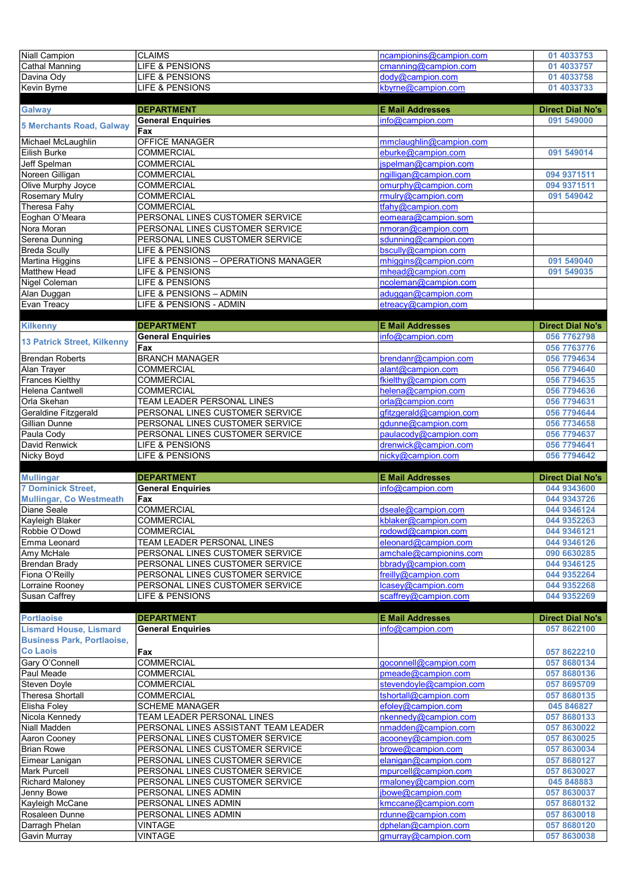| | | | |
|---|---|---|---|
| Niall Campion | CLAIMS | ncampionins@campion.com | 01 4033753 |
| Cathal Manning | LIFE & PENSIONS | cmanning@campion.com | 01 4033757 |
| Davina Ody | LIFE & PENSIONS | dody@campion.com | 01 4033758 |
| Kevin Byrne | LIFE & PENSIONS | kbyrne@campion.com | 01 4033733 |

| **Galway** | **DEPARTMENT** | **E Mail Addresses** | **Direct Dial No's** |
|---|---|---|---|
| **5 Merchants Road, Galway** | **General Enquiries** | info@campion.com | 091 549000 |
| | **Fax** | | |
| Michael McLaughlin | OFFICE MANAGER | mmclaughlin@campion.com | |
| Eilish Burke | COMMERCIAL | eburke@campion.com | 091 549014 |
| Jeff Spelman | COMMERCIAL | jspelman@campion.com | |
| Noreen Gilligan | COMMERCIAL | ngilligan@campion.com | 094 9371511 |
| Olive Murphy Joyce | COMMERCIAL | omurphy@campion.com | 094 9371511 |
| Rosemary Mulry | COMMERCIAL | rmulry@campion.com | 091 549042 |
| Theresa Fahy | COMMERCIAL | tfahy@campion.com | |
| Eoghan O'Meara | PERSONAL LINES CUSTOMER SERVICE | eomeara@campion.som | |
| Nora Moran | PERSONAL LINES CUSTOMER SERVICE | nmoran@campion.com | |
| Serena Dunning | PERSONAL LINES CUSTOMER SERVICE | sdunning@campion.com | |
| Breda Scully | LIFE & PENSIONS | bscully@campion.com | |
| Martina Higgins | LIFE & PENSIONS – OPERATIONS MANAGER | mhiggins@campion.com | 091 549040 |
| Matthew Head | LIFE & PENSIONS | mhead@campion.com | 091 549035 |
| Nigel Coleman | LIFE & PENSIONS | ncoleman@campion.com | |
| Alan Duggan | LIFE & PENSIONS – ADMIN | aduggan@campion.com | |
| Evan Treacy | LIFE & PENSIONS - ADMIN | etreacy@campion.com | |

| **Kilkenny** | **DEPARTMENT** | **E Mail Addresses** | **Direct Dial No's** |
|---|---|---|---|
| **13 Patrick Street, Kilkenny** | **General Enquiries** | info@campion.com | 056 7762798 |
| | **Fax** | | 056 7763776 |
| Brendan Roberts | BRANCH MANAGER | brendanr@campion.com | 056 7794634 |
| Alan Trayer | COMMERCIAL | alant@campion.com | 056 7794640 |
| Frances Kielthy | COMMERCIAL | fkielthy@campion.com | 056 7794635 |
| Helena Cantwell | COMMERCIAL | helena@campion.com | 056 7794636 |
| Orla Skehan | TEAM LEADER PERSONAL LINES | orla@campion.com | 056 7794631 |
| Geraldine Fitzgerald | PERSONAL LINES CUSTOMER SERVICE | gfitzgerald@campion.com | 056 7794644 |
| Gillian Dunne | PERSONAL LINES CUSTOMER SERVICE | gdunne@campion.com | 056 7734658 |
| Paula Cody | PERSONAL LINES CUSTOMER SERVICE | paulacody@campion.com | 056 7794637 |
| David Renwick | LIFE & PENSIONS | drenwick@campion.com | 056 7794641 |
| Nicky Boyd | LIFE & PENSIONS | nicky@campion.com | 056 7794642 |

| **Mullingar** | **DEPARTMENT** | **E Mail Addresses** | **Direct Dial No's** |
|---|---|---|---|
| **7 Dominick Street,** | **General Enquiries** | info@campion.com | 044 9343600 |
| **Mullingar, Co Westmeath** | **Fax** | | 044 9343726 |
| Diane Seale | COMMERCIAL | dseale@campion.com | 044 9346124 |
| Kayleigh Blaker | COMMERCIAL | kblaker@campion.com | 044 9352263 |
| Robbie O'Dowd | COMMERCIAL | rodowd@campion.com | 044 9346121 |
| Emma Leonard | TEAM LEADER PERSONAL LINES | eleonard@campion.com | 044 9346126 |
| Amy McHale | PERSONAL LINES CUSTOMER SERVICE | amchale@campionins.com | 090 6630285 |
| Brendan Brady | PERSONAL LINES CUSTOMER SERVICE | bbrady@campion.com | 044 9346125 |
| Fiona O'Reilly | PERSONAL LINES CUSTOMER SERVICE | freilly@campion.com | 044 9352264 |
| Lorraine Rooney | PERSONAL LINES CUSTOMER SERVICE | lcasey@campion.com | 044 9352268 |
| Susan Caffrey | LIFE & PENSIONS | scaffrey@campion.com | 044 9352269 |

| **Portlaoise** | **DEPARTMENT** | **E Mail Addresses** | **Direct Dial No's** |
|---|---|---|---|
| **Lismard House, Lismard Business Park, Portlaoise, Co Laois** | **General Enquiries** | info@campion.com | 057 8622100 |
| | **Fax** | | 057 8622210 |
| Gary O'Connell | COMMERCIAL | goconnell@campion.com | 057 8680134 |
| Paul Meade | COMMERCIAL | pmeade@campion.com | 057 8680136 |
| Steven Doyle | COMMERCIAL | stevendoyle@campion.com | 057 8695709 |
| Theresa Shortall | COMMERCIAL | tshortall@campion.com | 057 8680135 |
| Elisha Foley | SCHEME MANAGER | efoley@campion.com | 045 846827 |
| Nicola Kennedy | TEAM LEADER PERSONAL LINES | nkennedy@campion.com | 057 8680133 |
| Niall Madden | PERSONAL LINES ASSISTANT TEAM LEADER | nmadden@campion.com | 057 8630022 |
| Aaron Cooney | PERSONAL LINES CUSTOMER SERVICE | acooney@campion.com | 057 8630025 |
| Brian Rowe | PERSONAL LINES CUSTOMER SERVICE | browe@campion.com | 057 8630034 |
| Eimear Lanigan | PERSONAL LINES CUSTOMER SERVICE | elanigan@campion.com | 057 8680127 |
| Mark Purcell | PERSONAL LINES CUSTOMER SERVICE | mpurcell@campion.com | 057 8630027 |
| Richard Maloney | PERSONAL LINES CUSTOMER SERVICE | rmaloney@campion.com | 045 848883 |
| Jenny Bowe | PERSONAL LINES ADMIN | jbowe@campion.com | 057 8630037 |
| Kayleigh McCane | PERSONAL LINES ADMIN | kmccane@campion.com | 057 8680132 |
| Rosaleen Dunne | PERSONAL LINES ADMIN | rdunne@campion.com | 057 8630018 |
| Darragh Phelan | VINTAGE | dphelan@campion.com | 057 8680120 |
| Gavin Murray | VINTAGE | gmurray@campion.com | 057 8630038 |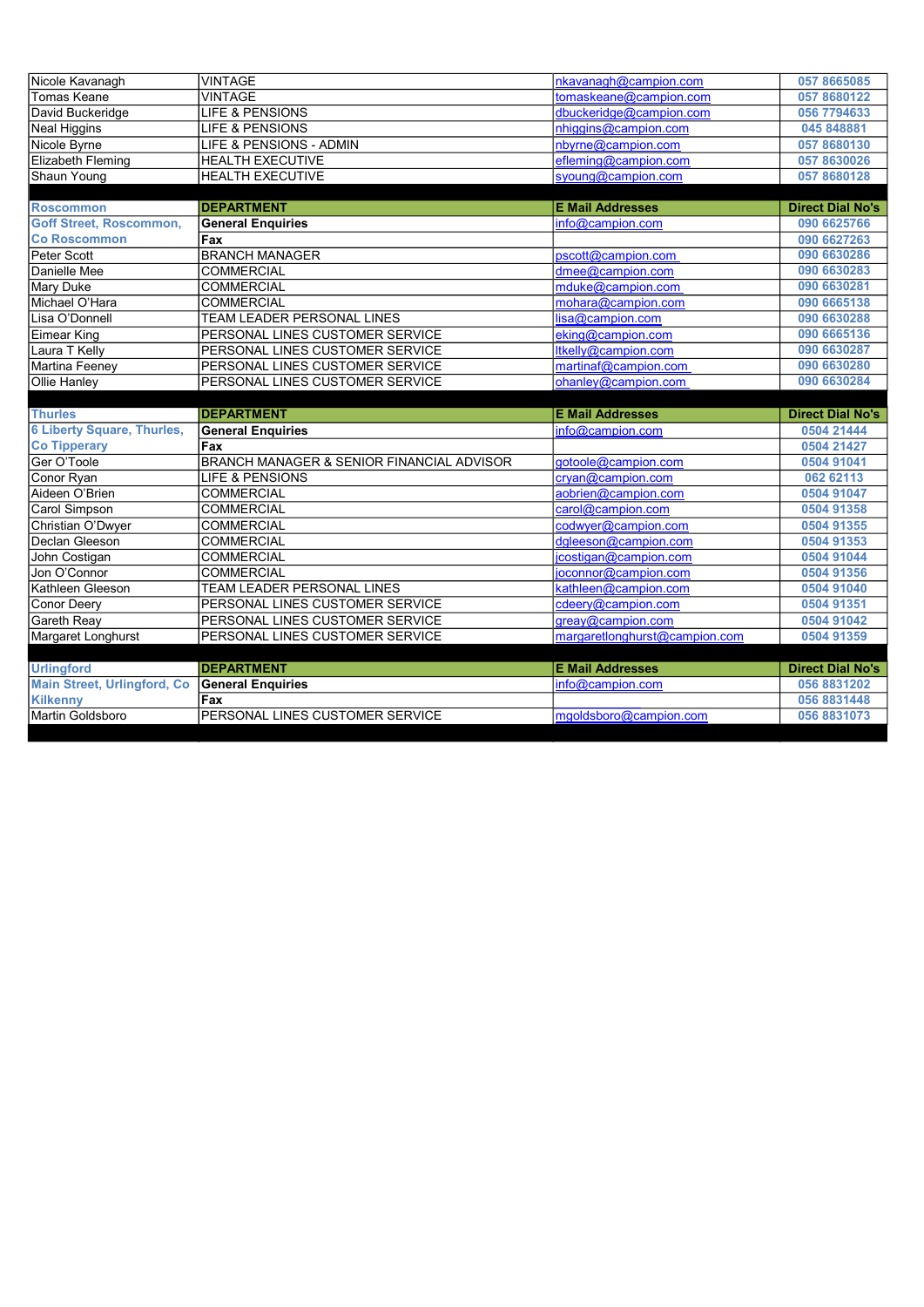| | | | |
|---|---|---|---|
| Nicole Kavanagh | VINTAGE | nkavanagh@campion.com | 057 8665085 |
| Tomas Keane | VINTAGE | tomaskeane@campion.com | 057 8680122 |
| David Buckeridge | LIFE & PENSIONS | dbuckeridge@campion.com | 056 7794633 |
| Neal Higgins | LIFE & PENSIONS | nhiggins@campion.com | 045 848881 |
| Nicole Byrne | LIFE & PENSIONS - ADMIN | nbyrne@campion.com | 057 8680130 |
| Elizabeth Fleming | HEALTH EXECUTIVE | efleming@campion.com | 057 8630026 |
| Shaun Young | HEALTH EXECUTIVE | syoung@campion.com | 057 8680128 |

| Roscommon | DEPARTMENT | E Mail Addresses | Direct Dial No's |
|---|---|---|---|
| Goff Street, Roscommon, Co Roscommon | **General Enquiries** | info@campion.com | 090 6625766 |
| | **Fax** | | 090 6627263 |
| Peter Scott | BRANCH MANAGER | pscott@campion.com | 090 6630286 |
| Danielle Mee | COMMERCIAL | dmee@campion.com | 090 6630283 |
| Mary Duke | COMMERCIAL | mduke@campion.com | 090 6630281 |
| Michael O'Hara | COMMERCIAL | mohara@campion.com | 090 6665138 |
| Lisa O'Donnell | TEAM LEADER PERSONAL LINES | lisa@campion.com | 090 6630288 |
| Eimear King | PERSONAL LINES CUSTOMER SERVICE | eking@campion.com | 090 6665136 |
| Laura T Kelly | PERSONAL LINES CUSTOMER SERVICE | ltkelly@campion.com | 090 6630287 |
| Martina Feeney | PERSONAL LINES CUSTOMER SERVICE | martinaf@campion.com | 090 6630280 |
| Ollie Hanley | PERSONAL LINES CUSTOMER SERVICE | ohanley@campion.com | 090 6630284 |

| Thurles | DEPARTMENT | E Mail Addresses | Direct Dial No's |
|---|---|---|---|
| 6 Liberty Square, Thurles, Co Tipperary | **General Enquiries** | info@campion.com | 0504 21444 |
| | **Fax** | | 0504 21427 |
| Ger O'Toole | BRANCH MANAGER & SENIOR FINANCIAL ADVISOR | gotoole@campion.com | 0504 91041 |
| Conor Ryan | LIFE & PENSIONS | cryan@campion.com | 062 62113 |
| Aideen O'Brien | COMMERCIAL | aobrien@campion.com | 0504 91047 |
| Carol Simpson | COMMERCIAL | carol@campion.com | 0504 91358 |
| Christian O'Dwyer | COMMERCIAL | codwyer@campion.com | 0504 91355 |
| Declan Gleeson | COMMERCIAL | dgleeson@campion.com | 0504 91353 |
| John Costigan | COMMERCIAL | jcostigan@campion.com | 0504 91044 |
| Jon O'Connor | COMMERCIAL | joconnor@campion.com | 0504 91356 |
| Kathleen Gleeson | TEAM LEADER PERSONAL LINES | kathleen@campion.com | 0504 91040 |
| Conor Deery | PERSONAL LINES CUSTOMER SERVICE | cdeery@campion.com | 0504 91351 |
| Gareth Reay | PERSONAL LINES CUSTOMER SERVICE | greay@campion.com | 0504 91042 |
| Margaret Longhurst | PERSONAL LINES CUSTOMER SERVICE | margaretlonghurst@campion.com | 0504 91359 |

| Urlingford | DEPARTMENT | E Mail Addresses | Direct Dial No's |
|---|---|---|---|
| Main Street, Urlingford, Co Kilkenny | **General Enquiries** | info@campion.com | 056 8831202 |
| | **Fax** | | 056 8831448 |
| Martin Goldsboro | PERSONAL LINES CUSTOMER SERVICE | mgoldsboro@campion.com | 056 8831073 |